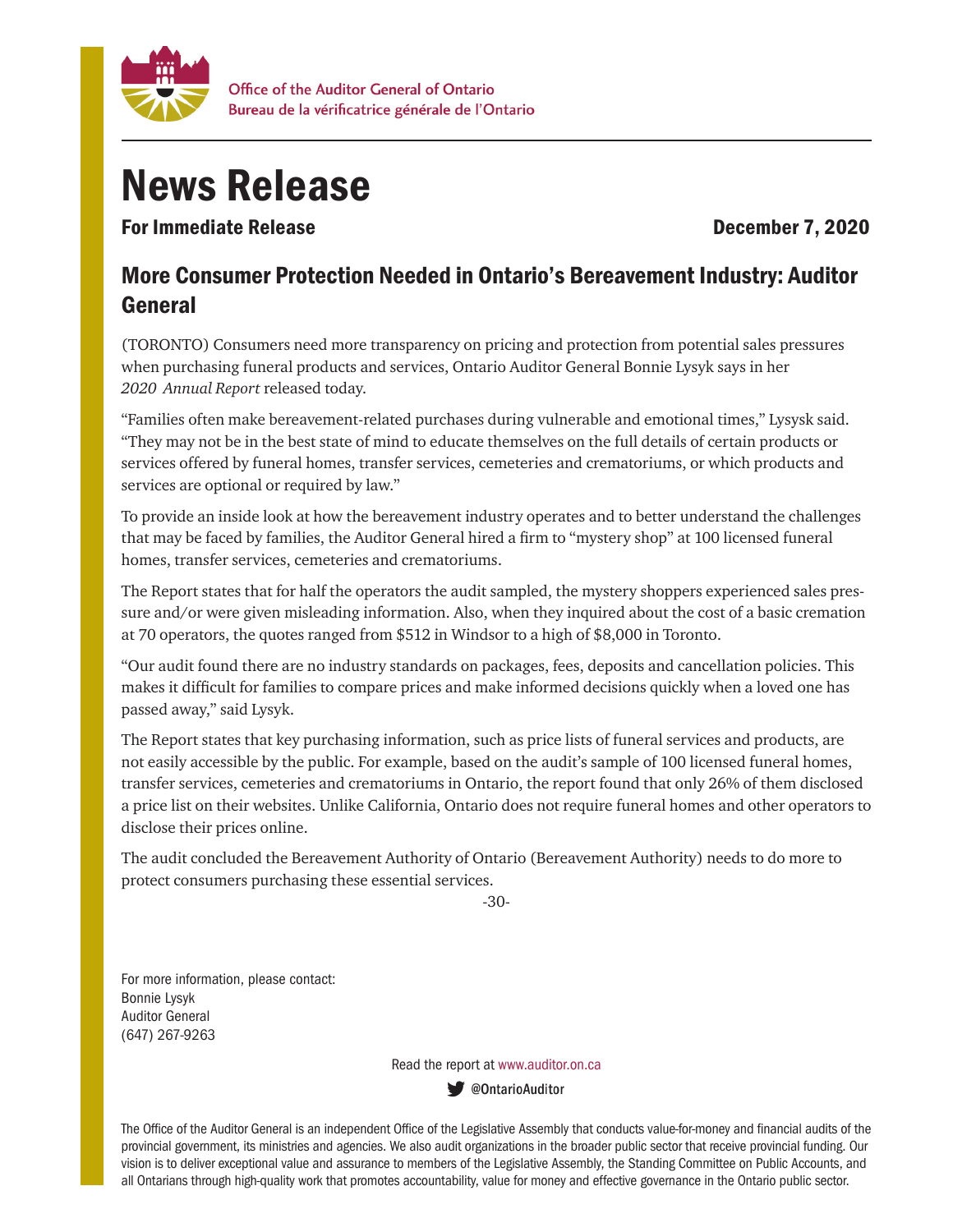Office of the Auditor General of Ontario
Bureau de la vérificatrice générale de l'Ontario

# News Release

**For Immediate Release** **December 7, 2020**

## More Consumer Protection Needed in Ontario's Bereavement Industry: Auditor General

(TORONTO) Consumers need more transparency on pricing and protection from potential sales pressures when purchasing funeral products and services, Ontario Auditor General Bonnie Lysyk says in her *2020 Annual Report* released today.

"Families often make bereavement-related purchases during vulnerable and emotional times," Lysysk said. "They may not be in the best state of mind to educate themselves on the full details of certain products or services offered by funeral homes, transfer services, cemeteries and crematoriums, or which products and services are optional or required by law."

To provide an inside look at how the bereavement industry operates and to better understand the challenges that may be faced by families, the Auditor General hired a firm to "mystery shop" at 100 licensed funeral homes, transfer services, cemeteries and crematoriums.

The Report states that for half the operators the audit sampled, the mystery shoppers experienced sales pressure and/or were given misleading information. Also, when they inquired about the cost of a basic cremation at 70 operators, the quotes ranged from $512 in Windsor to a high of $8,000 in Toronto.

"Our audit found there are no industry standards on packages, fees, deposits and cancellation policies. This makes it difficult for families to compare prices and make informed decisions quickly when a loved one has passed away," said Lysyk.

The Report states that key purchasing information, such as price lists of funeral services and products, are not easily accessible by the public. For example, based on the audit's sample of 100 licensed funeral homes, transfer services, cemeteries and crematoriums in Ontario, the report found that only 26% of them disclosed a price list on their websites. Unlike California, Ontario does not require funeral homes and other operators to disclose their prices online.

The audit concluded the Bereavement Authority of Ontario (Bereavement Authority) needs to do more to protect consumers purchasing these essential services.

-30-

For more information, please contact:
Bonnie Lysyk
Auditor General
(647) 267-9263

Read the report at www.auditor.on.ca

@OntarioAuditor

The Office of the Auditor General is an independent Office of the Legislative Assembly that conducts value-for-money and financial audits of the provincial government, its ministries and agencies. We also audit organizations in the broader public sector that receive provincial funding. Our vision is to deliver exceptional value and assurance to members of the Legislative Assembly, the Standing Committee on Public Accounts, and all Ontarians through high-quality work that promotes accountability, value for money and effective governance in the Ontario public sector.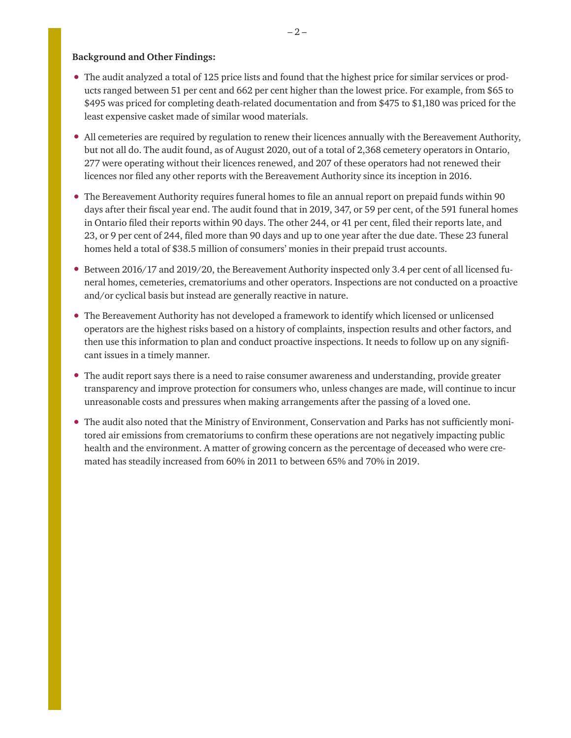**Background and Other Findings:**

- The audit analyzed a total of 125 price lists and found that the highest price for similar services or products ranged between 51 per cent and 662 per cent higher than the lowest price. For example, from $65 to $495 was priced for completing death-related documentation and from $475 to $1,180 was priced for the least expensive casket made of similar wood materials.
- All cemeteries are required by regulation to renew their licences annually with the Bereavement Authority, but not all do. The audit found, as of August 2020, out of a total of 2,368 cemetery operators in Ontario, 277 were operating without their licences renewed, and 207 of these operators had not renewed their licences nor filed any other reports with the Bereavement Authority since its inception in 2016.
- The Bereavement Authority requires funeral homes to file an annual report on prepaid funds within 90 days after their fiscal year end. The audit found that in 2019, 347, or 59 per cent, of the 591 funeral homes in Ontario filed their reports within 90 days. The other 244, or 41 per cent, filed their reports late, and 23, or 9 per cent of 244, filed more than 90 days and up to one year after the due date. These 23 funeral homes held a total of $38.5 million of consumers' monies in their prepaid trust accounts.
- Between 2016/17 and 2019/20, the Bereavement Authority inspected only 3.4 per cent of all licensed funeral homes, cemeteries, crematoriums and other operators. Inspections are not conducted on a proactive and/or cyclical basis but instead are generally reactive in nature.
- The Bereavement Authority has not developed a framework to identify which licensed or unlicensed operators are the highest risks based on a history of complaints, inspection results and other factors, and then use this information to plan and conduct proactive inspections. It needs to follow up on any significant issues in a timely manner.
- The audit report says there is a need to raise consumer awareness and understanding, provide greater transparency and improve protection for consumers who, unless changes are made, will continue to incur unreasonable costs and pressures when making arrangements after the passing of a loved one.
- The audit also noted that the Ministry of Environment, Conservation and Parks has not sufficiently monitored air emissions from crematoriums to confirm these operations are not negatively impacting public health and the environment. A matter of growing concern as the percentage of deceased who were cremated has steadily increased from 60% in 2011 to between 65% and 70% in 2019.